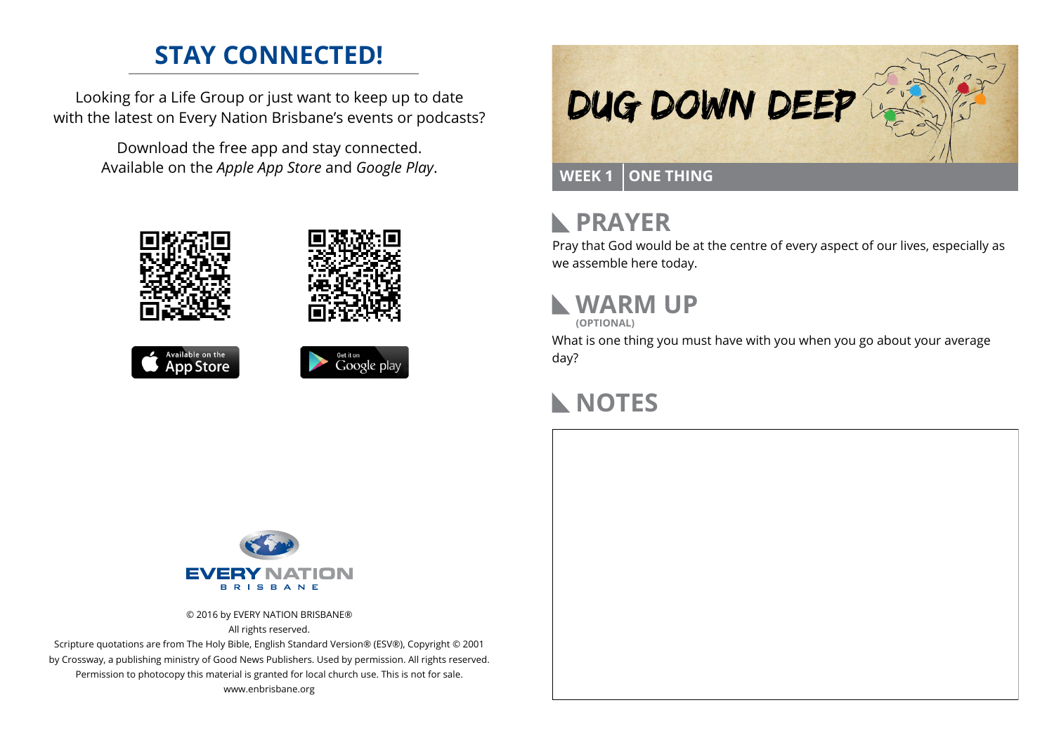## STAY CONNECTED!

Looking for a Life Group or just want to keep up to date with the latest on Every Nation Brisbane's events or podcasts?

Download the free app and stay connected. Available on the *Apple App Store* and *Google Play*.

Available on the App Store

Get it on Google play

EVERY NATION BRISBANE

© 2016 by EVERY NATION BRISBANE®
All rights reserved.
Scripture quotations are from The Holy Bible, English Standard Version® (ESV®), Copyright © 2001 by Crossway, a publishing ministry of Good News Publishers. Used by permission. All rights reserved.
Permission to photocopy this material is granted for local church use. This is not for sale.
www.enbrisbane.org

# DUG DOWN DEEP

**WEEK 1** | **ONE THING**

## PRAYER

Pray that God would be at the centre of every aspect of our lives, especially as we assemble here today.

## WARM UP

**(OPTIONAL)**

What is one thing you must have with you when you go about your average day?

## NOTES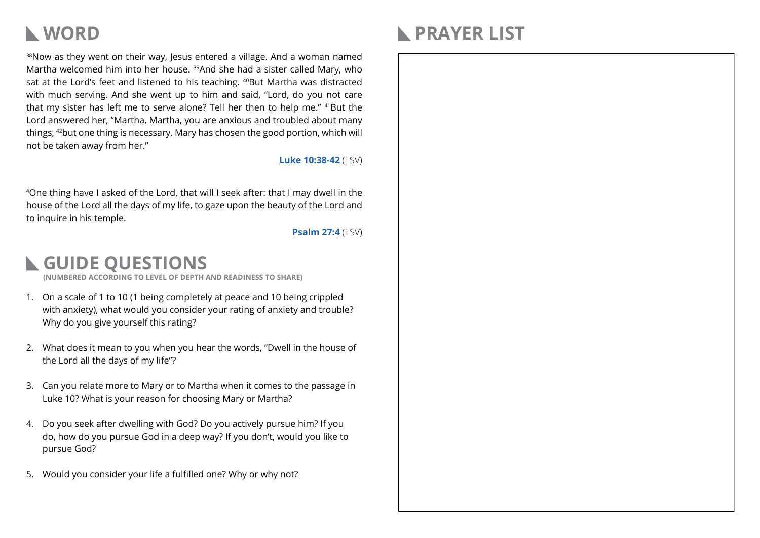## WORD

[38]Now as they went on their way, Jesus entered a village. And a woman named Martha welcomed him into her house. [39]And she had a sister called Mary, who sat at the Lord's feet and listened to his teaching. [40]But Martha was distracted with much serving. And she went up to him and said, "Lord, do you not care that my sister has left me to serve alone? Tell her then to help me." [41]But the Lord answered her, "Martha, Martha, you are anxious and troubled about many things, [42]but one thing is necessary. Mary has chosen the good portion, which will not be taken away from her."

**Luke 10:38-42** (ESV)

[4]One thing have I asked of the Lord, that will I seek after: that I may dwell in the house of the Lord all the days of my life, to gaze upon the beauty of the Lord and to inquire in his temple.

**Psalm 27:4** (ESV)

## GUIDE QUESTIONS

**(NUMBERED ACCORDING TO LEVEL OF DEPTH AND READINESS TO SHARE)**

1. On a scale of 1 to 10 (1 being completely at peace and 10 being crippled with anxiety), what would you consider your rating of anxiety and trouble? Why do you give yourself this rating?

2. What does it mean to you when you hear the words, "Dwell in the house of the Lord all the days of my life"?

3. Can you relate more to Mary or to Martha when it comes to the passage in Luke 10? What is your reason for choosing Mary or Martha?

4. Do you seek after dwelling with God? Do you actively pursue him? If you do, how do you pursue God in a deep way? If you don't, would you like to pursue God?

5. Would you consider your life a fulfilled one? Why or why not?

## PRAYER LIST